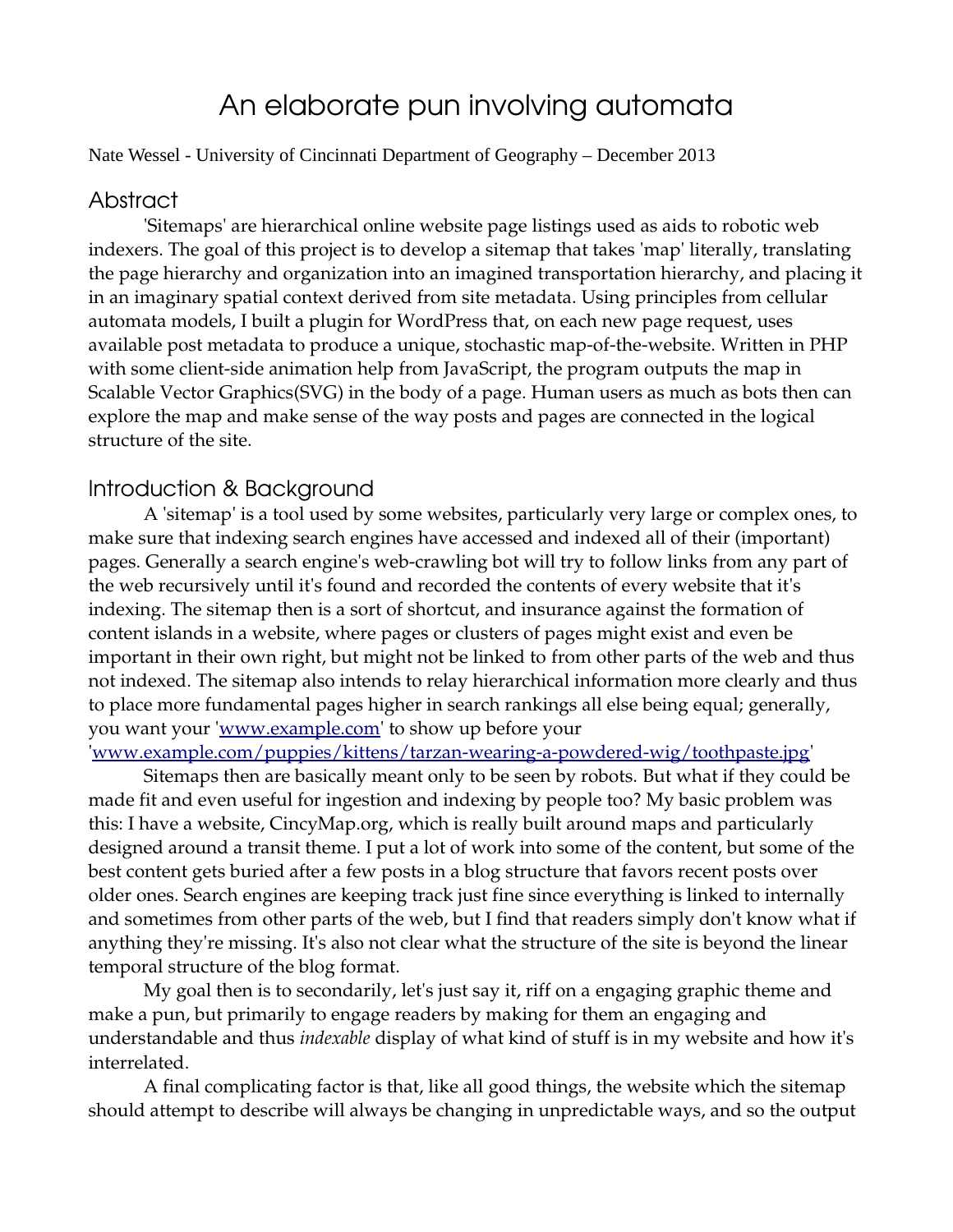# An elaborate pun involving automata

Nate Wessel - University of Cincinnati Department of Geography – December 2013

## Abstract

'Sitemaps' are hierarchical online website page listings used as aids to robotic web indexers. The goal of this project is to develop a sitemap that takes 'map' literally, translating the page hierarchy and organization into an imagined transportation hierarchy, and placing it in an imaginary spatial context derived from site metadata. Using principles from cellular automata models, I built a plugin for WordPress that, on each new page request, uses available post metadata to produce a unique, stochastic map-of-the-website. Written in PHP with some client-side animation help from JavaScript, the program outputs the map in Scalable Vector Graphics(SVG) in the body of a page. Human users as much as bots then can explore the map and make sense of the way posts and pages are connected in the logical structure of the site.

## Introduction & Background

A 'sitemap' is a tool used by some websites, particularly very large or complex ones, to make sure that indexing search engines have accessed and indexed all of their (important) pages. Generally a search engine's web-crawling bot will try to follow links from any part of the web recursively until it's found and recorded the contents of every website that it's indexing. The sitemap then is a sort of shortcut, and insurance against the formation of content islands in a website, where pages or clusters of pages might exist and even be important in their own right, but might not be linked to from other parts of the web and thus not indexed. The sitemap also intends to relay hierarchical information more clearly and thus to place more fundamental pages higher in search rankings all else being equal; generally, you want your 'www.example.com' to show up before your 'www.example.com/puppies/kittens/tarzan-wearing-a-powdered-wig/toothpaste.jpg'

Sitemaps then are basically meant only to be seen by robots. But what if they could be made fit and even useful for ingestion and indexing by people too? My basic problem was this: I have a website, CincyMap.org, which is really built around maps and particularly designed around a transit theme. I put a lot of work into some of the content, but some of the best content gets buried after a few posts in a blog structure that favors recent posts over older ones. Search engines are keeping track just fine since everything is linked to internally and sometimes from other parts of the web, but I find that readers simply don't know what if anything they're missing. It's also not clear what the structure of the site is beyond the linear temporal structure of the blog format.

My goal then is to secondarily, let's just say it, riff on a engaging graphic theme and make a pun, but primarily to engage readers by making for them an engaging and understandable and thus *indexable* display of what kind of stuff is in my website and how it's interrelated.

A final complicating factor is that, like all good things, the website which the sitemap should attempt to describe will always be changing in unpredictable ways, and so the output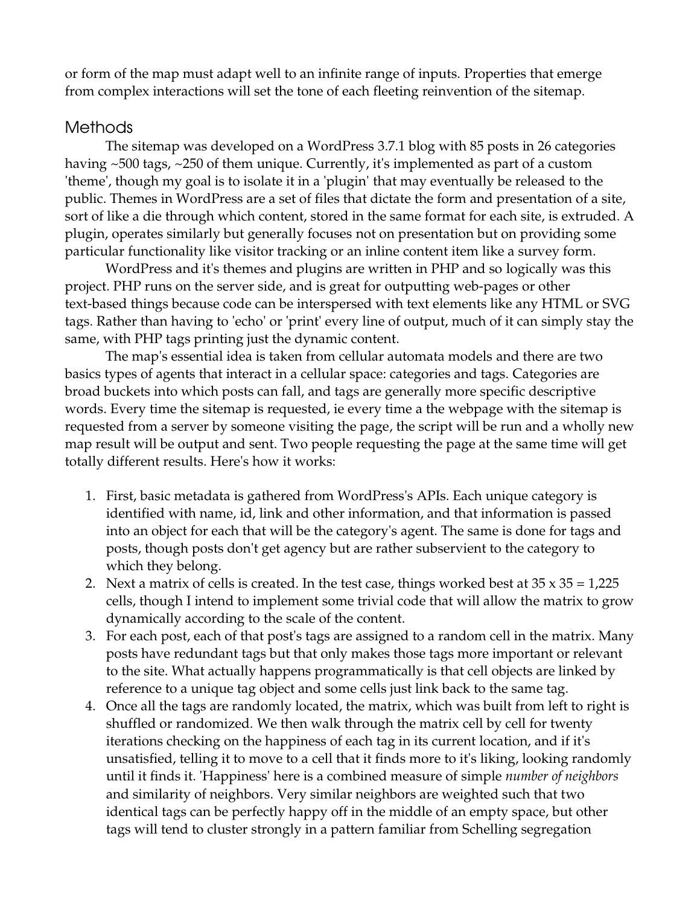or form of the map must adapt well to an infinite range of inputs. Properties that emerge from complex interactions will set the tone of each fleeting reinvention of the sitemap.

## Methods

The sitemap was developed on a WordPress 3.7.1 blog with 85 posts in 26 categories having ~500 tags, ~250 of them unique. Currently, it's implemented as part of a custom 'theme', though my goal is to isolate it in a 'plugin' that may eventually be released to the public. Themes in WordPress are a set of files that dictate the form and presentation of a site, sort of like a die through which content, stored in the same format for each site, is extruded. A plugin, operates similarly but generally focuses not on presentation but on providing some particular functionality like visitor tracking or an inline content item like a survey form.

WordPress and it's themes and plugins are written in PHP and so logically was this project. PHP runs on the server side, and is great for outputting web-pages or other text-based things because code can be interspersed with text elements like any HTML or SVG tags. Rather than having to 'echo' or 'print' every line of output, much of it can simply stay the same, with PHP tags printing just the dynamic content.

The map's essential idea is taken from cellular automata models and there are two basics types of agents that interact in a cellular space: categories and tags. Categories are broad buckets into which posts can fall, and tags are generally more specific descriptive words. Every time the sitemap is requested, ie every time a the webpage with the sitemap is requested from a server by someone visiting the page, the script will be run and a wholly new map result will be output and sent. Two people requesting the page at the same time will get totally different results. Here's how it works:

1. First, basic metadata is gathered from WordPress's APIs. Each unique category is identified with name, id, link and other information, and that information is passed into an object for each that will be the category's agent. The same is done for tags and posts, though posts don't get agency but are rather subservient to the category to which they belong.
2. Next a matrix of cells is created. In the test case, things worked best at 35 x 35 = 1,225 cells, though I intend to implement some trivial code that will allow the matrix to grow dynamically according to the scale of the content.
3. For each post, each of that post's tags are assigned to a random cell in the matrix. Many posts have redundant tags but that only makes those tags more important or relevant to the site. What actually happens programmatically is that cell objects are linked by reference to a unique tag object and some cells just link back to the same tag.
4. Once all the tags are randomly located, the matrix, which was built from left to right is shuffled or randomized. We then walk through the matrix cell by cell for twenty iterations checking on the happiness of each tag in its current location, and if it's unsatisfied, telling it to move to a cell that it finds more to it's liking, looking randomly until it finds it. 'Happiness' here is a combined measure of simple *number of neighbors* and similarity of neighbors. Very similar neighbors are weighted such that two identical tags can be perfectly happy off in the middle of an empty space, but other tags will tend to cluster strongly in a pattern familiar from Schelling segregation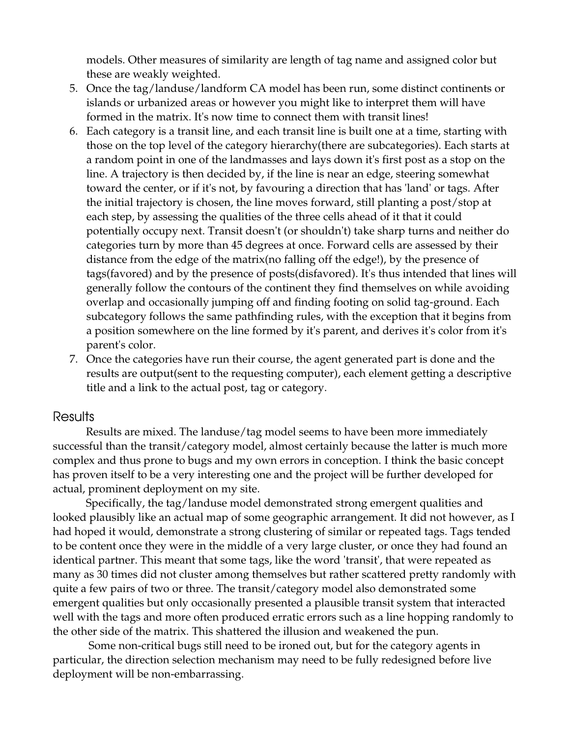models. Other measures of similarity are length of tag name and assigned color but these are weakly weighted.

5. Once the tag/landuse/landform CA model has been run, some distinct continents or islands or urbanized areas or however you might like to interpret them will have formed in the matrix. It's now time to connect them with transit lines!
6. Each category is a transit line, and each transit line is built one at a time, starting with those on the top level of the category hierarchy(there are subcategories). Each starts at a random point in one of the landmasses and lays down it's first post as a stop on the line. A trajectory is then decided by, if the line is near an edge, steering somewhat toward the center, or if it's not, by favouring a direction that has 'land' or tags. After the initial trajectory is chosen, the line moves forward, still planting a post/stop at each step, by assessing the qualities of the three cells ahead of it that it could potentially occupy next. Transit doesn't (or shouldn't) take sharp turns and neither do categories turn by more than 45 degrees at once. Forward cells are assessed by their distance from the edge of the matrix(no falling off the edge!), by the presence of tags(favored) and by the presence of posts(disfavored). It's thus intended that lines will generally follow the contours of the continent they find themselves on while avoiding overlap and occasionally jumping off and finding footing on solid tag-ground. Each subcategory follows the same pathfinding rules, with the exception that it begins from a position somewhere on the line formed by it's parent, and derives it's color from it's parent's color.
7. Once the categories have run their course, the agent generated part is done and the results are output(sent to the requesting computer), each element getting a descriptive title and a link to the actual post, tag or category.

## Results

Results are mixed. The landuse/tag model seems to have been more immediately successful than the transit/category model, almost certainly because the latter is much more complex and thus prone to bugs and my own errors in conception. I think the basic concept has proven itself to be a very interesting one and the project will be further developed for actual, prominent deployment on my site.

Specifically, the tag/landuse model demonstrated strong emergent qualities and looked plausibly like an actual map of some geographic arrangement. It did not however, as I had hoped it would, demonstrate a strong clustering of similar or repeated tags. Tags tended to be content once they were in the middle of a very large cluster, or once they had found an identical partner. This meant that some tags, like the word 'transit', that were repeated as many as 30 times did not cluster among themselves but rather scattered pretty randomly with quite a few pairs of two or three. The transit/category model also demonstrated some emergent qualities but only occasionally presented a plausible transit system that interacted well with the tags and more often produced erratic errors such as a line hopping randomly to the other side of the matrix. This shattered the illusion and weakened the pun.

Some non-critical bugs still need to be ironed out, but for the category agents in particular, the direction selection mechanism may need to be fully redesigned before live deployment will be non-embarrassing.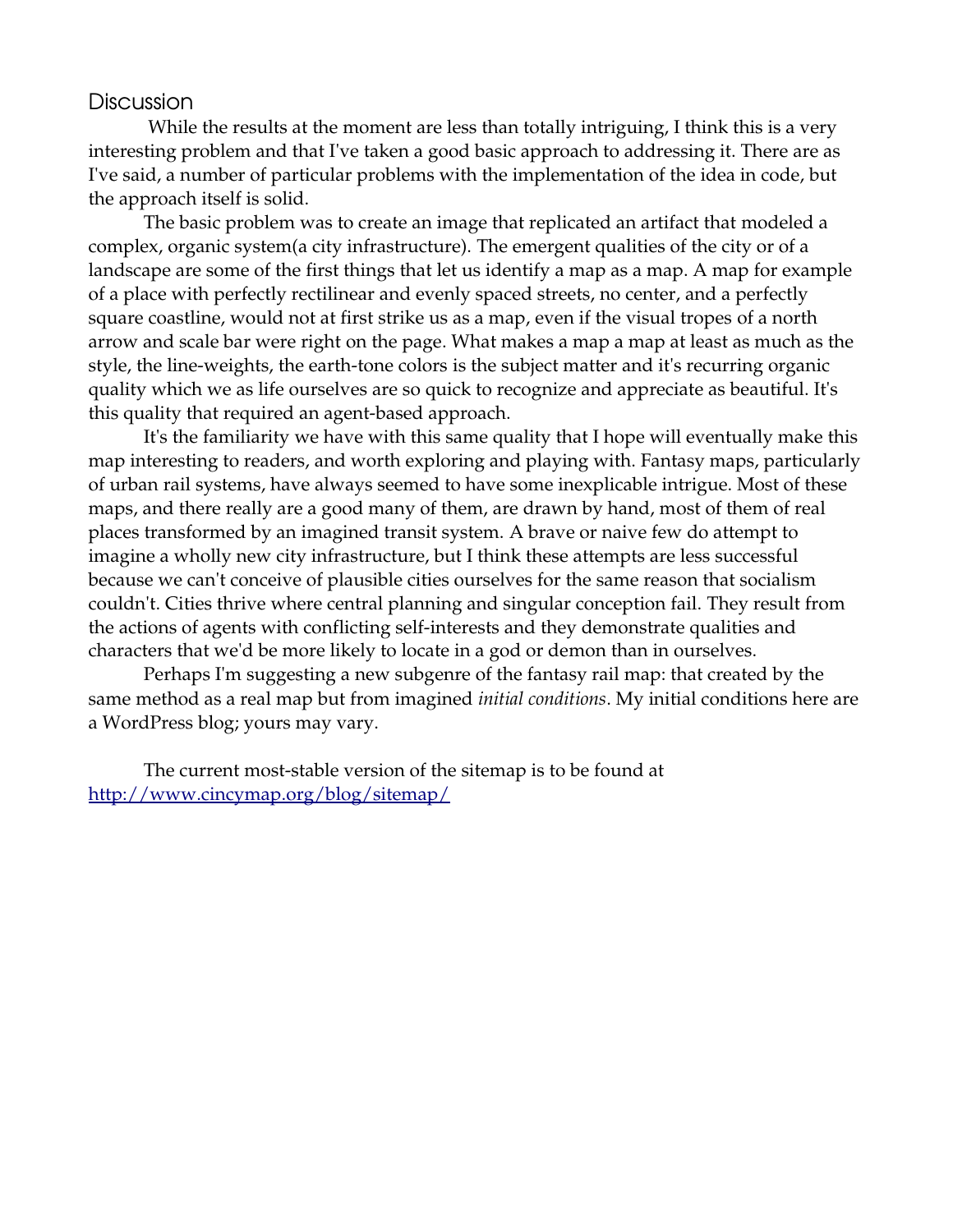## Discussion

While the results at the moment are less than totally intriguing, I think this is a very interesting problem and that I've taken a good basic approach to addressing it. There are as I've said, a number of particular problems with the implementation of the idea in code, but the approach itself is solid.

The basic problem was to create an image that replicated an artifact that modeled a complex, organic system(a city infrastructure). The emergent qualities of the city or of a landscape are some of the first things that let us identify a map as a map. A map for example of a place with perfectly rectilinear and evenly spaced streets, no center, and a perfectly square coastline, would not at first strike us as a map, even if the visual tropes of a north arrow and scale bar were right on the page. What makes a map a map at least as much as the style, the line-weights, the earth-tone colors is the subject matter and it's recurring organic quality which we as life ourselves are so quick to recognize and appreciate as beautiful. It's this quality that required an agent-based approach.

It's the familiarity we have with this same quality that I hope will eventually make this map interesting to readers, and worth exploring and playing with. Fantasy maps, particularly of urban rail systems, have always seemed to have some inexplicable intrigue. Most of these maps, and there really are a good many of them, are drawn by hand, most of them of real places transformed by an imagined transit system. A brave or naive few do attempt to imagine a wholly new city infrastructure, but I think these attempts are less successful because we can't conceive of plausible cities ourselves for the same reason that socialism couldn't. Cities thrive where central planning and singular conception fail. They result from the actions of agents with conflicting self-interests and they demonstrate qualities and characters that we'd be more likely to locate in a god or demon than in ourselves.

Perhaps I'm suggesting a new subgenre of the fantasy rail map: that created by the same method as a real map but from imagined *initial conditions*. My initial conditions here are a WordPress blog; yours may vary.

The current most-stable version of the sitemap is to be found at http://www.cincymap.org/blog/sitemap/